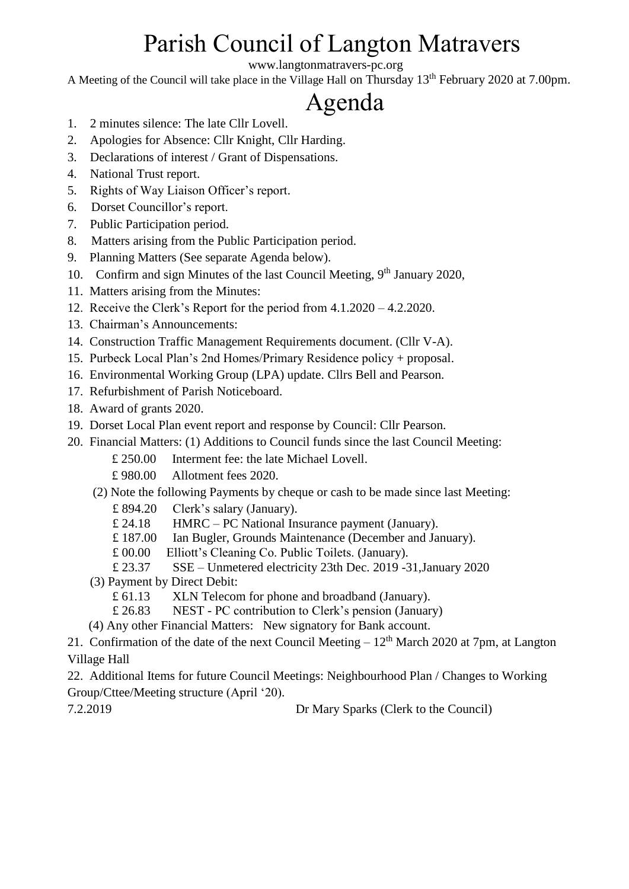# Parish Council of Langton Matravers

www.langtonmatravers-pc.org

A Meeting of the Council will take place in the Village Hall on Thursday 13th February 2020 at 7.00pm.

# Agenda

1. 2 minutes silence: The late Cllr Lovell.
2. Apologies for Absence: Cllr Knight, Cllr Harding.
3. Declarations of interest / Grant of Dispensations.
4. National Trust report.
5. Rights of Way Liaison Officer's report.
6. Dorset Councillor's report.
7. Public Participation period.
8. Matters arising from the Public Participation period.
9. Planning Matters (See separate Agenda below).
10. Confirm and sign Minutes of the last Council Meeting, 9th January 2020,
11. Matters arising from the Minutes:
12. Receive the Clerk's Report for the period from 4.1.2020 – 4.2.2020.
13. Chairman's Announcements:
14. Construction Traffic Management Requirements document. (Cllr V-A).
15. Purbeck Local Plan's 2nd Homes/Primary Residence policy + proposal.
16. Environmental Working Group (LPA) update. Cllrs Bell and Pearson.
17. Refurbishment of Parish Noticeboard.
18. Award of grants 2020.
19. Dorset Local Plan event report and response by Council: Cllr Pearson.
20. Financial Matters: (1) Additions to Council funds since the last Council Meeting:
    - £ 250.00 Interment fee: the late Michael Lovell.
    - £ 980.00 Allotment fees 2020.

    (2) Note the following Payments by cheque or cash to be made since last Meeting:
    - £ 894.20 Clerk's salary (January).
    - £ 24.18 HMRC – PC National Insurance payment (January).
    - £ 187.00 Ian Bugler, Grounds Maintenance (December and January).
    - £ 00.00 Elliott's Cleaning Co. Public Toilets. (January).
    - £ 23.37 SSE – Unmetered electricity 23th Dec. 2019 -31,January 2020

    (3) Payment by Direct Debit:
    - £ 61.13 XLN Telecom for phone and broadband (January).
    - £ 26.83 NEST - PC contribution to Clerk's pension (January)

    (4) Any other Financial Matters: New signatory for Bank account.
21. Confirmation of the date of the next Council Meeting – 12th March 2020 at 7pm, at Langton Village Hall
22. Additional Items for future Council Meetings: Neighbourhood Plan / Changes to Working Group/Cttee/Meeting structure (April '20).

7.2.2019 Dr Mary Sparks (Clerk to the Council)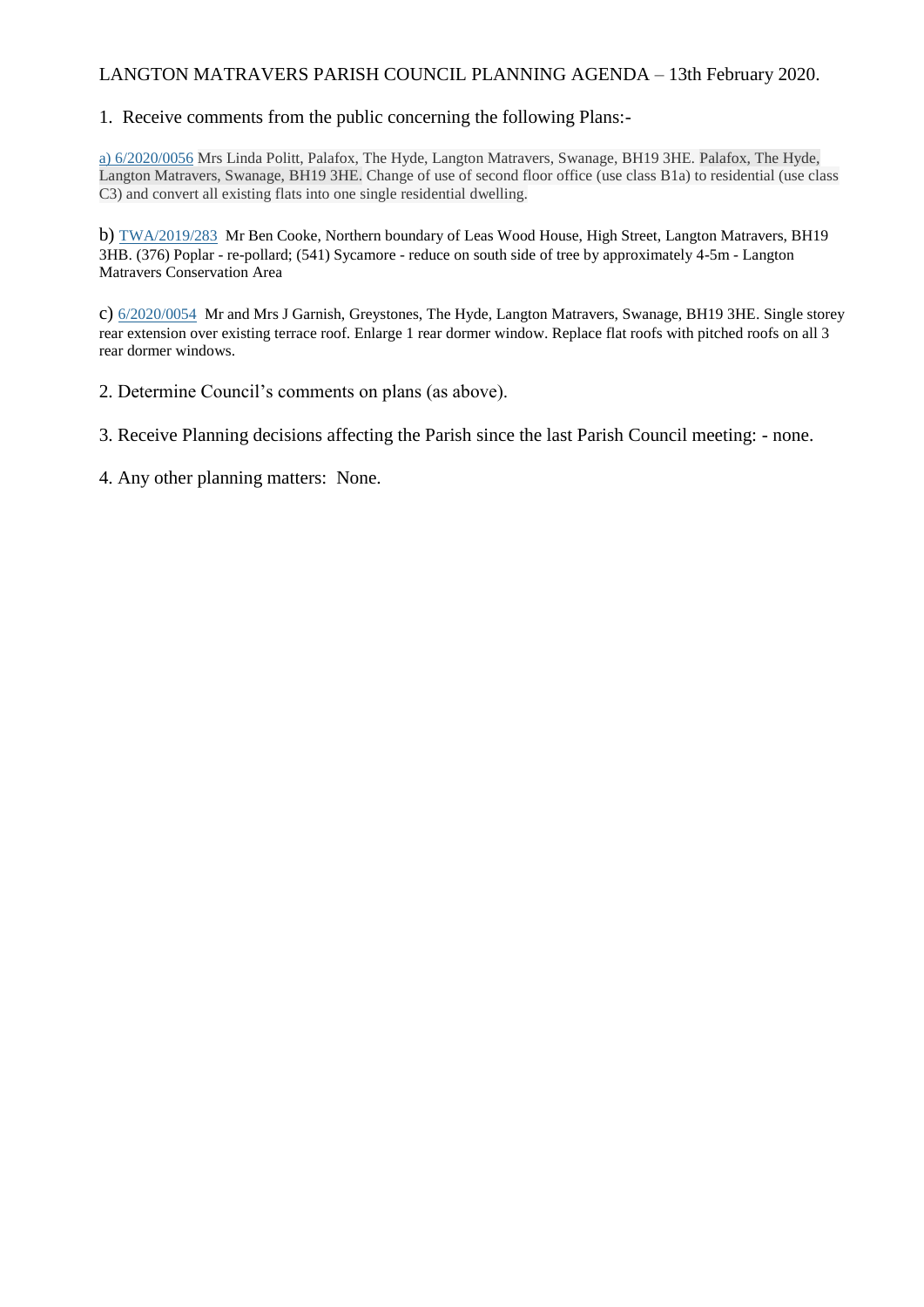LANGTON MATRAVERS PARISH COUNCIL PLANNING AGENDA – 13th February 2020.

1. Receive comments from the public concerning the following Plans:-

a) 6/2020/0056 Mrs Linda Politt, Palafox, The Hyde, Langton Matravers, Swanage, BH19 3HE. Palafox, The Hyde, Langton Matravers, Swanage, BH19 3HE. Change of use of second floor office (use class B1a) to residential (use class C3) and convert all existing flats into one single residential dwelling.

b) TWA/2019/283 Mr Ben Cooke, Northern boundary of Leas Wood House, High Street, Langton Matravers, BH19 3HB. (376) Poplar - re-pollard; (541) Sycamore - reduce on south side of tree by approximately 4-5m - Langton Matravers Conservation Area

c) 6/2020/0054 Mr and Mrs J Garnish, Greystones, The Hyde, Langton Matravers, Swanage, BH19 3HE. Single storey rear extension over existing terrace roof. Enlarge 1 rear dormer window. Replace flat roofs with pitched roofs on all 3 rear dormer windows.

2. Determine Council's comments on plans (as above).

3. Receive Planning decisions affecting the Parish since the last Parish Council meeting: - none.

4. Any other planning matters: None.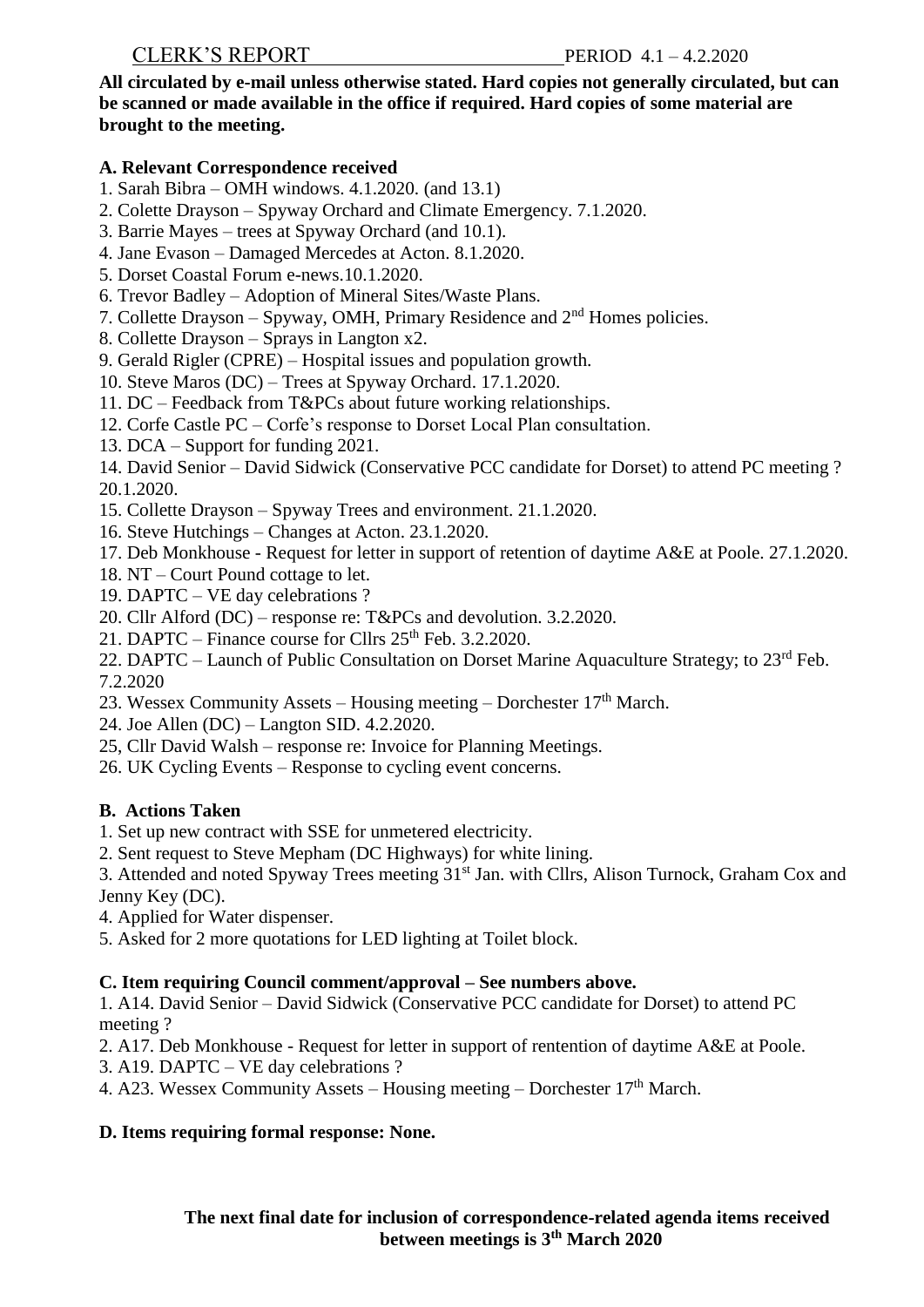CLERK'S REPORT PERIOD 4.1 – 4.2.2020

**All circulated by e-mail unless otherwise stated. Hard copies not generally circulated, but can be scanned or made available in the office if required. Hard copies of some material are brought to the meeting.**

### A. Relevant Correspondence received

1. Sarah Bibra – OMH windows. 4.1.2020. (and 13.1)
2. Colette Drayson – Spyway Orchard and Climate Emergency. 7.1.2020.
3. Barrie Mayes – trees at Spyway Orchard (and 10.1).
4. Jane Evason – Damaged Mercedes at Acton. 8.1.2020.
5. Dorset Coastal Forum e-news.10.1.2020.
6. Trevor Badley – Adoption of Mineral Sites/Waste Plans.
7. Collette Drayson – Spyway, OMH, Primary Residence and 2nd Homes policies.
8. Collette Drayson – Sprays in Langton x2.
9. Gerald Rigler (CPRE) – Hospital issues and population growth.
10. Steve Maros (DC) – Trees at Spyway Orchard. 17.1.2020.
11. DC – Feedback from T&PCs about future working relationships.
12. Corfe Castle PC – Corfe's response to Dorset Local Plan consultation.
13. DCA – Support for funding 2021.
14. David Senior – David Sidwick (Conservative PCC candidate for Dorset) to attend PC meeting ? 20.1.2020.
15. Collette Drayson – Spyway Trees and environment. 21.1.2020.
16. Steve Hutchings – Changes at Acton. 23.1.2020.
17. Deb Monkhouse - Request for letter in support of retention of daytime A&E at Poole. 27.1.2020.
18. NT – Court Pound cottage to let.
19. DAPTC – VE day celebrations ?
20. Cllr Alford (DC) – response re: T&PCs and devolution. 3.2.2020.
21. DAPTC – Finance course for Cllrs 25th Feb. 3.2.2020.
22. DAPTC – Launch of Public Consultation on Dorset Marine Aquaculture Strategy; to 23rd Feb. 7.2.2020
23. Wessex Community Assets – Housing meeting – Dorchester 17th March.
24. Joe Allen (DC) – Langton SID. 4.2.2020.
25, Cllr David Walsh – response re: Invoice for Planning Meetings.
26. UK Cycling Events – Response to cycling event concerns.

### B. Actions Taken

1. Set up new contract with SSE for unmetered electricity.
2. Sent request to Steve Mepham (DC Highways) for white lining.
3. Attended and noted Spyway Trees meeting 31st Jan. with Cllrs, Alison Turnock, Graham Cox and Jenny Key (DC).
4. Applied for Water dispenser.
5. Asked for 2 more quotations for LED lighting at Toilet block.

### C. Item requiring Council comment/approval – See numbers above.

1. A14. David Senior – David Sidwick (Conservative PCC candidate for Dorset) to attend PC meeting ?
2. A17. Deb Monkhouse - Request for letter in support of rentention of daytime A&E at Poole.
3. A19. DAPTC – VE day celebrations ?
4. A23. Wessex Community Assets – Housing meeting – Dorchester 17th March.

### D. Items requiring formal response: None.

**The next final date for inclusion of correspondence-related agenda items received between meetings is 3th March 2020**